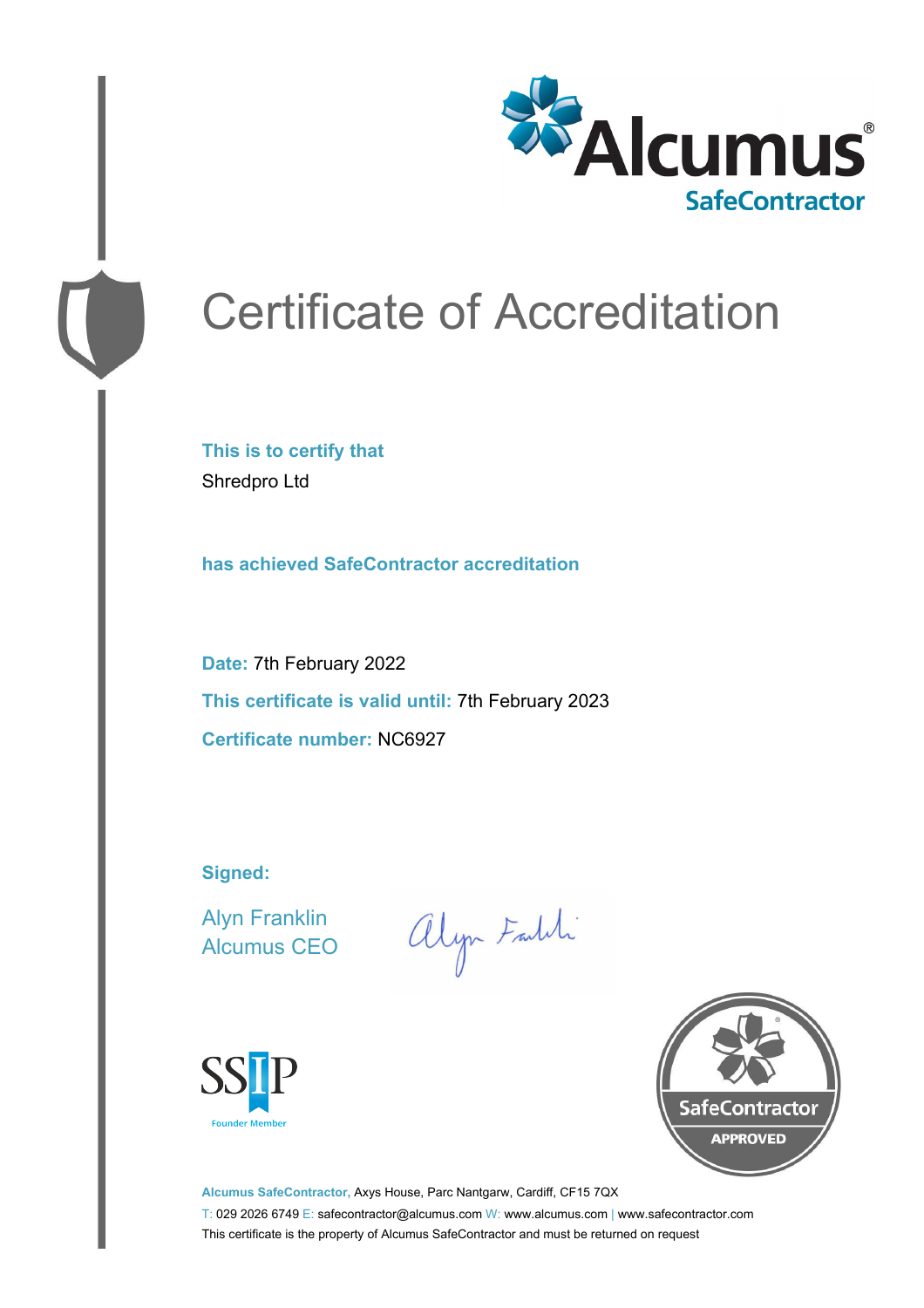Alcumus® SafeContractor

# Certificate of Accreditation

**This is to certify that**

Shredpro Ltd

**has achieved SafeContractor accreditation**

**Date:** 7th February 2022

**This certificate is valid until:** 7th February 2023

**Certificate number:** NC6927

**Signed:**

Alyn Franklin
Alcumus CEO

SSIP Founder Member

SafeContractor APPROVED

**Alcumus SafeContractor,** Axys House, Parc Nantgarw, Cardiff, CF15 7QX

T: 029 2026 6749 E: safecontractor@alcumus.com W: www.alcumus.com | www.safecontractor.com

This certificate is the property of Alcumus SafeContractor and must be returned on request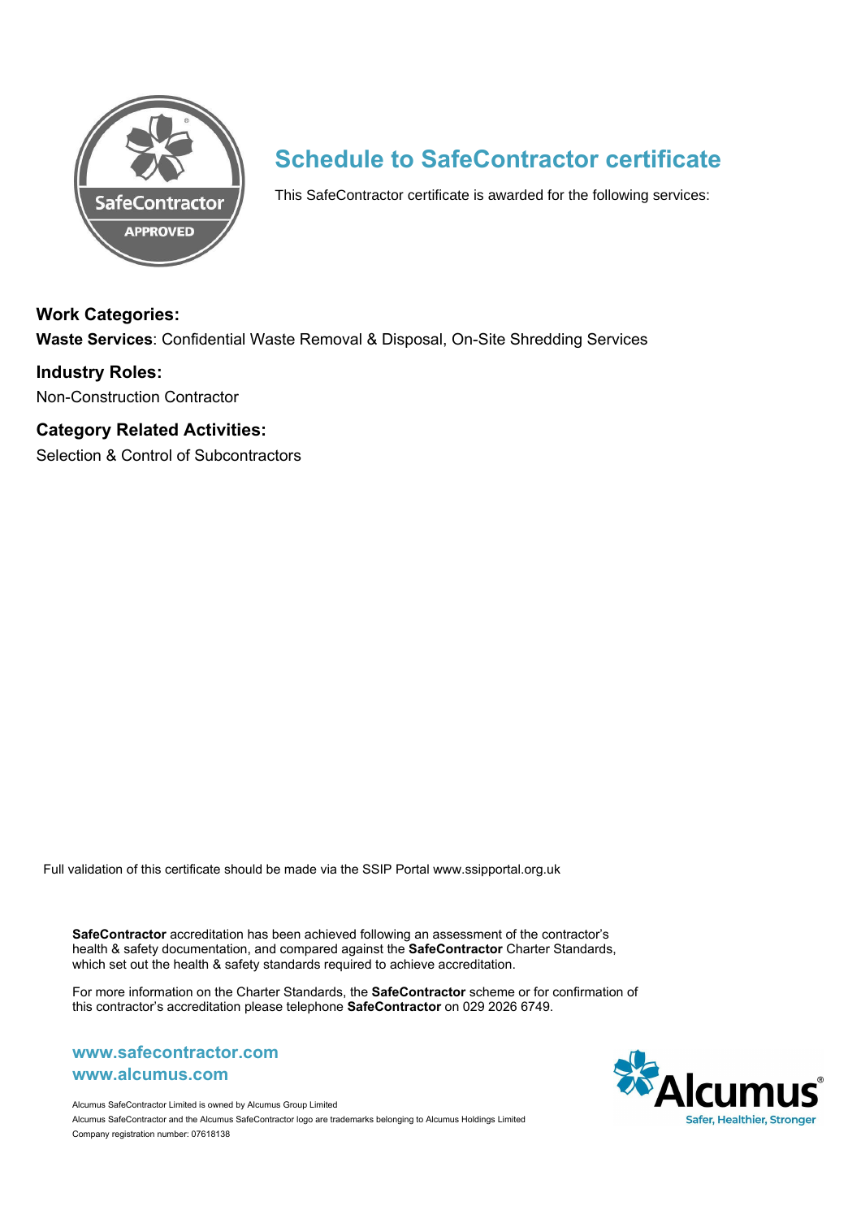# Schedule to SafeContractor certificate

This SafeContractor certificate is awarded for the following services:

### Work Categories:

**Waste Services**: Confidential Waste Removal & Disposal, On-Site Shredding Services

### Industry Roles:

Non-Construction Contractor

### Category Related Activities:

Selection & Control of Subcontractors

Full validation of this certificate should be made via the SSIP Portal www.ssipportal.org.uk

**SafeContractor** accreditation has been achieved following an assessment of the contractor's health & safety documentation, and compared against the **SafeContractor** Charter Standards, which set out the health & safety standards required to achieve accreditation.

For more information on the Charter Standards, the **SafeContractor** scheme or for confirmation of this contractor's accreditation please telephone **SafeContractor** on 029 2026 6749.

**www.safecontractor.com**
**www.alcumus.com**

Alcumus SafeContractor Limited is owned by Alcumus Group Limited
Alcumus SafeContractor and the Alcumus SafeContractor logo are trademarks belonging to Alcumus Holdings Limited
Company registration number: 07618138

Alcumus®
Safer, Healthier, Stronger